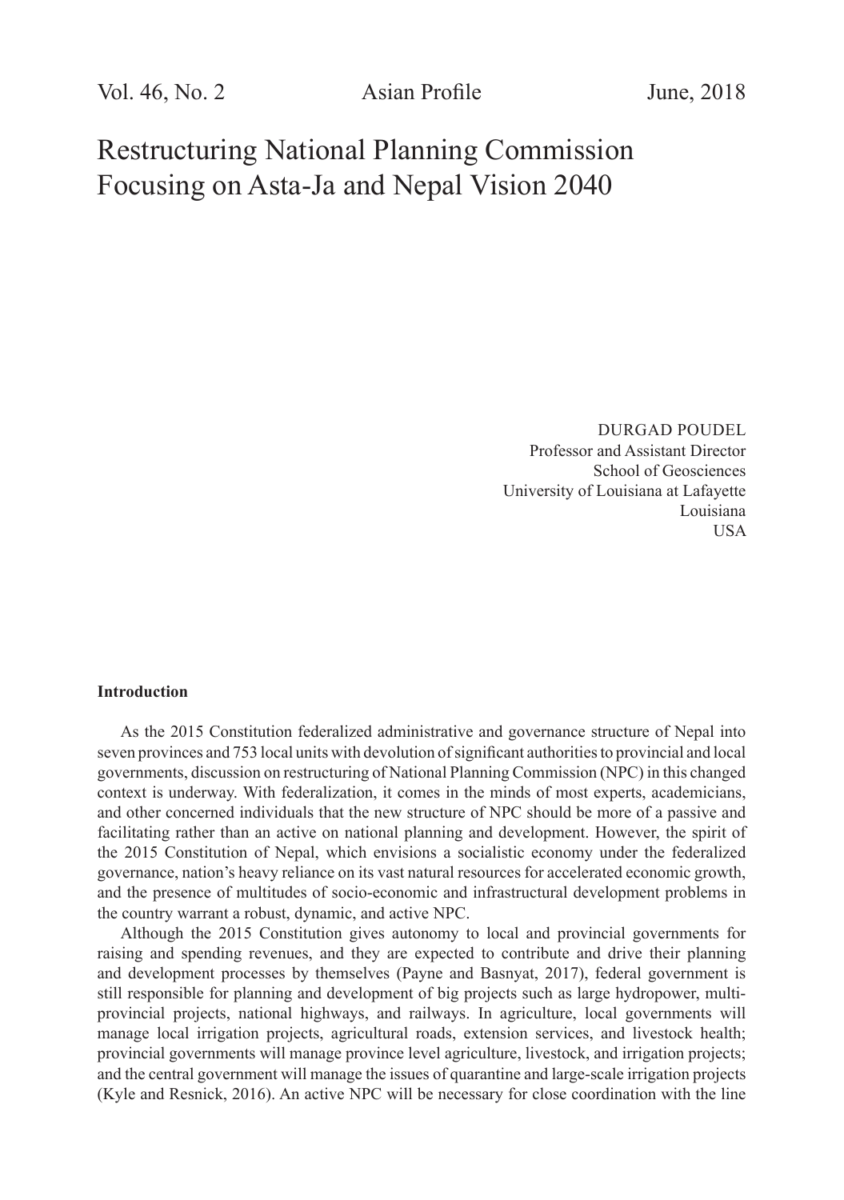# Restructuring National Planning Commission Focusing on Asta-Ja and Nepal Vision 2040

DURGAD POUDEL
Professor and Assistant Director
School of Geosciences
University of Louisiana at Lafayette
Louisiana
USA

### Introduction

As the 2015 Constitution federalized administrative and governance structure of Nepal into seven provinces and 753 local units with devolution of significant authorities to provincial and local governments, discussion on restructuring of National Planning Commission (NPC) in this changed context is underway. With federalization, it comes in the minds of most experts, academicians, and other concerned individuals that the new structure of NPC should be more of a passive and facilitating rather than an active on national planning and development. However, the spirit of the 2015 Constitution of Nepal, which envisions a socialistic economy under the federalized governance, nation's heavy reliance on its vast natural resources for accelerated economic growth, and the presence of multitudes of socio-economic and infrastructural development problems in the country warrant a robust, dynamic, and active NPC.

Although the 2015 Constitution gives autonomy to local and provincial governments for raising and spending revenues, and they are expected to contribute and drive their planning and development processes by themselves (Payne and Basnyat, 2017), federal government is still responsible for planning and development of big projects such as large hydropower, multi-provincial projects, national highways, and railways. In agriculture, local governments will manage local irrigation projects, agricultural roads, extension services, and livestock health; provincial governments will manage province level agriculture, livestock, and irrigation projects; and the central government will manage the issues of quarantine and large-scale irrigation projects (Kyle and Resnick, 2016). An active NPC will be necessary for close coordination with the line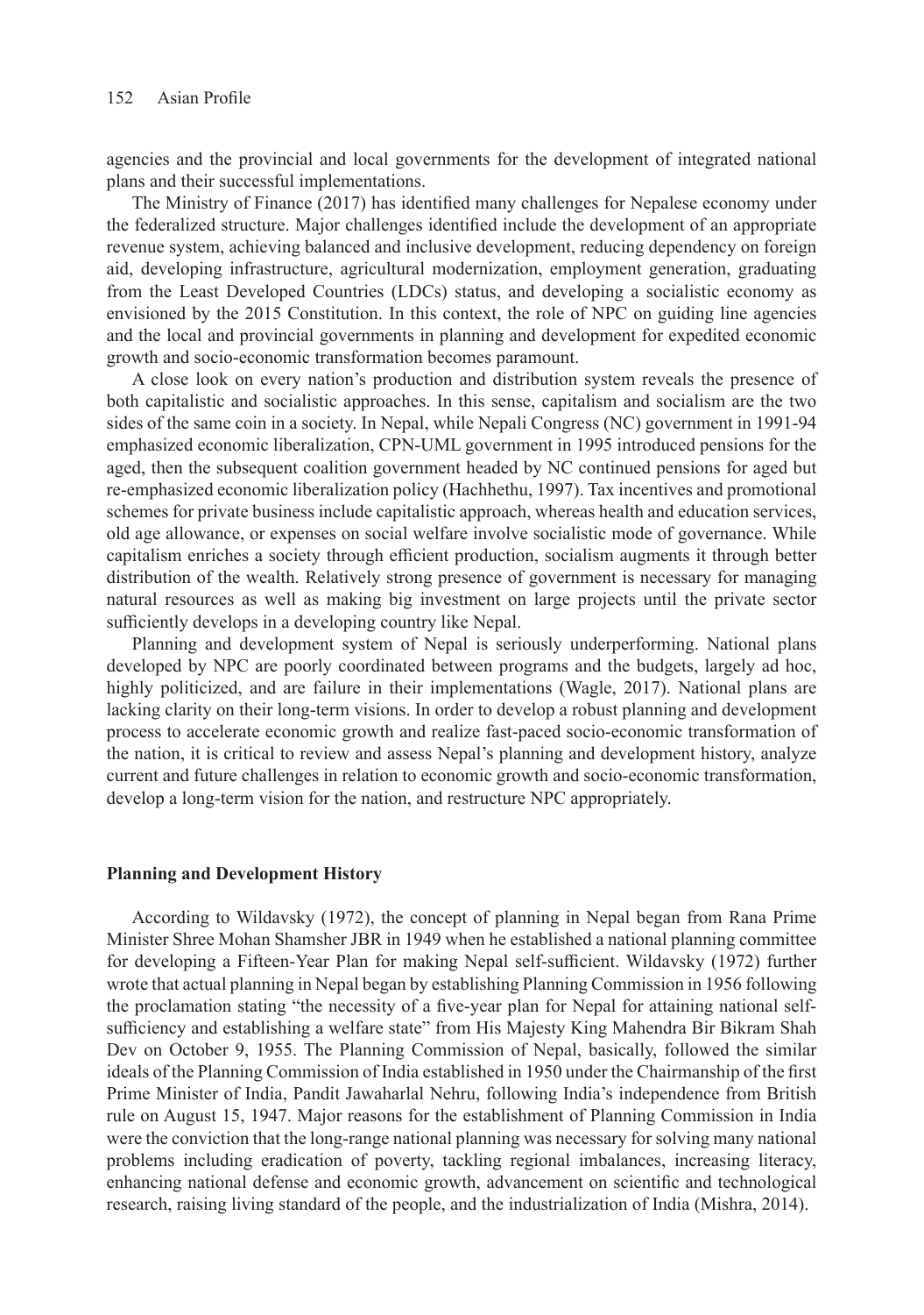agencies and the provincial and local governments for the development of integrated national plans and their successful implementations.

The Ministry of Finance (2017) has identified many challenges for Nepalese economy under the federalized structure. Major challenges identified include the development of an appropriate revenue system, achieving balanced and inclusive development, reducing dependency on foreign aid, developing infrastructure, agricultural modernization, employment generation, graduating from the Least Developed Countries (LDCs) status, and developing a socialistic economy as envisioned by the 2015 Constitution. In this context, the role of NPC on guiding line agencies and the local and provincial governments in planning and development for expedited economic growth and socio-economic transformation becomes paramount.

A close look on every nation's production and distribution system reveals the presence of both capitalistic and socialistic approaches. In this sense, capitalism and socialism are the two sides of the same coin in a society. In Nepal, while Nepali Congress (NC) government in 1991-94 emphasized economic liberalization, CPN-UML government in 1995 introduced pensions for the aged, then the subsequent coalition government headed by NC continued pensions for aged but re-emphasized economic liberalization policy (Hachhethu, 1997). Tax incentives and promotional schemes for private business include capitalistic approach, whereas health and education services, old age allowance, or expenses on social welfare involve socialistic mode of governance. While capitalism enriches a society through efficient production, socialism augments it through better distribution of the wealth. Relatively strong presence of government is necessary for managing natural resources as well as making big investment on large projects until the private sector sufficiently develops in a developing country like Nepal.

Planning and development system of Nepal is seriously underperforming. National plans developed by NPC are poorly coordinated between programs and the budgets, largely ad hoc, highly politicized, and are failure in their implementations (Wagle, 2017). National plans are lacking clarity on their long-term visions. In order to develop a robust planning and development process to accelerate economic growth and realize fast-paced socio-economic transformation of the nation, it is critical to review and assess Nepal's planning and development history, analyze current and future challenges in relation to economic growth and socio-economic transformation, develop a long-term vision for the nation, and restructure NPC appropriately.

## Planning and Development History

According to Wildavsky (1972), the concept of planning in Nepal began from Rana Prime Minister Shree Mohan Shamsher JBR in 1949 when he established a national planning committee for developing a Fifteen-Year Plan for making Nepal self-sufficient. Wildavsky (1972) further wrote that actual planning in Nepal began by establishing Planning Commission in 1956 following the proclamation stating "the necessity of a five-year plan for Nepal for attaining national self-sufficiency and establishing a welfare state" from His Majesty King Mahendra Bir Bikram Shah Dev on October 9, 1955. The Planning Commission of Nepal, basically, followed the similar ideals of the Planning Commission of India established in 1950 under the Chairmanship of the first Prime Minister of India, Pandit Jawaharlal Nehru, following India's independence from British rule on August 15, 1947. Major reasons for the establishment of Planning Commission in India were the conviction that the long-range national planning was necessary for solving many national problems including eradication of poverty, tackling regional imbalances, increasing literacy, enhancing national defense and economic growth, advancement on scientific and technological research, raising living standard of the people, and the industrialization of India (Mishra, 2014).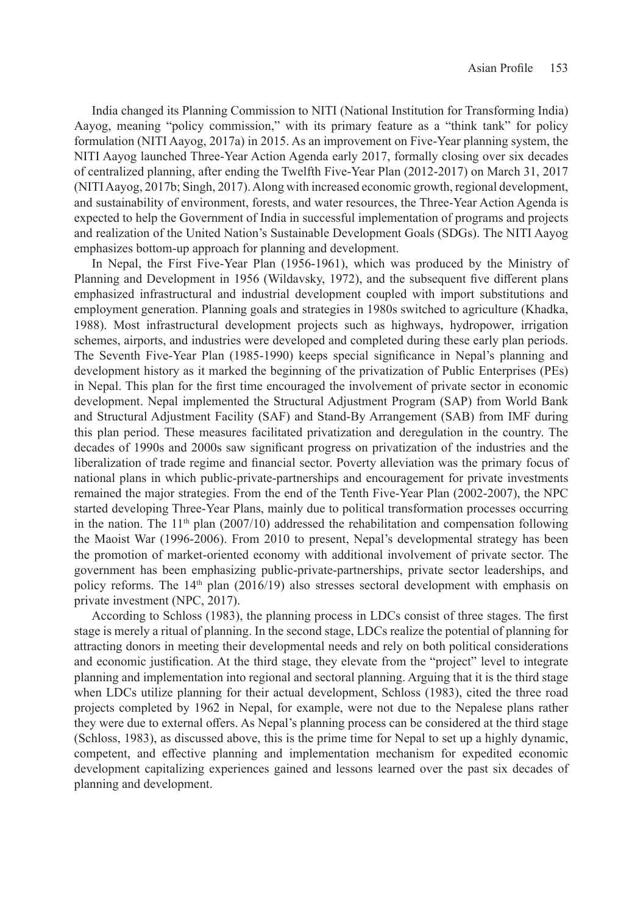India changed its Planning Commission to NITI (National Institution for Transforming India) Aayog, meaning "policy commission," with its primary feature as a "think tank" for policy formulation (NITI Aayog, 2017a) in 2015. As an improvement on Five-Year planning system, the NITI Aayog launched Three-Year Action Agenda early 2017, formally closing over six decades of centralized planning, after ending the Twelfth Five-Year Plan (2012-2017) on March 31, 2017 (NITI Aayog, 2017b; Singh, 2017). Along with increased economic growth, regional development, and sustainability of environment, forests, and water resources, the Three-Year Action Agenda is expected to help the Government of India in successful implementation of programs and projects and realization of the United Nation's Sustainable Development Goals (SDGs). The NITI Aayog emphasizes bottom-up approach for planning and development.

In Nepal, the First Five-Year Plan (1956-1961), which was produced by the Ministry of Planning and Development in 1956 (Wildavsky, 1972), and the subsequent five different plans emphasized infrastructural and industrial development coupled with import substitutions and employment generation. Planning goals and strategies in 1980s switched to agriculture (Khadka, 1988). Most infrastructural development projects such as highways, hydropower, irrigation schemes, airports, and industries were developed and completed during these early plan periods. The Seventh Five-Year Plan (1985-1990) keeps special significance in Nepal's planning and development history as it marked the beginning of the privatization of Public Enterprises (PEs) in Nepal. This plan for the first time encouraged the involvement of private sector in economic development. Nepal implemented the Structural Adjustment Program (SAP) from World Bank and Structural Adjustment Facility (SAF) and Stand-By Arrangement (SAB) from IMF during this plan period. These measures facilitated privatization and deregulation in the country. The decades of 1990s and 2000s saw significant progress on privatization of the industries and the liberalization of trade regime and financial sector. Poverty alleviation was the primary focus of national plans in which public-private-partnerships and encouragement for private investments remained the major strategies. From the end of the Tenth Five-Year Plan (2002-2007), the NPC started developing Three-Year Plans, mainly due to political transformation processes occurring in the nation. The 11th plan (2007/10) addressed the rehabilitation and compensation following the Maoist War (1996-2006). From 2010 to present, Nepal's developmental strategy has been the promotion of market-oriented economy with additional involvement of private sector. The government has been emphasizing public-private-partnerships, private sector leaderships, and policy reforms. The 14th plan (2016/19) also stresses sectoral development with emphasis on private investment (NPC, 2017).

According to Schloss (1983), the planning process in LDCs consist of three stages. The first stage is merely a ritual of planning. In the second stage, LDCs realize the potential of planning for attracting donors in meeting their developmental needs and rely on both political considerations and economic justification. At the third stage, they elevate from the "project" level to integrate planning and implementation into regional and sectoral planning. Arguing that it is the third stage when LDCs utilize planning for their actual development, Schloss (1983), cited the three road projects completed by 1962 in Nepal, for example, were not due to the Nepalese plans rather they were due to external offers. As Nepal's planning process can be considered at the third stage (Schloss, 1983), as discussed above, this is the prime time for Nepal to set up a highly dynamic, competent, and effective planning and implementation mechanism for expedited economic development capitalizing experiences gained and lessons learned over the past six decades of planning and development.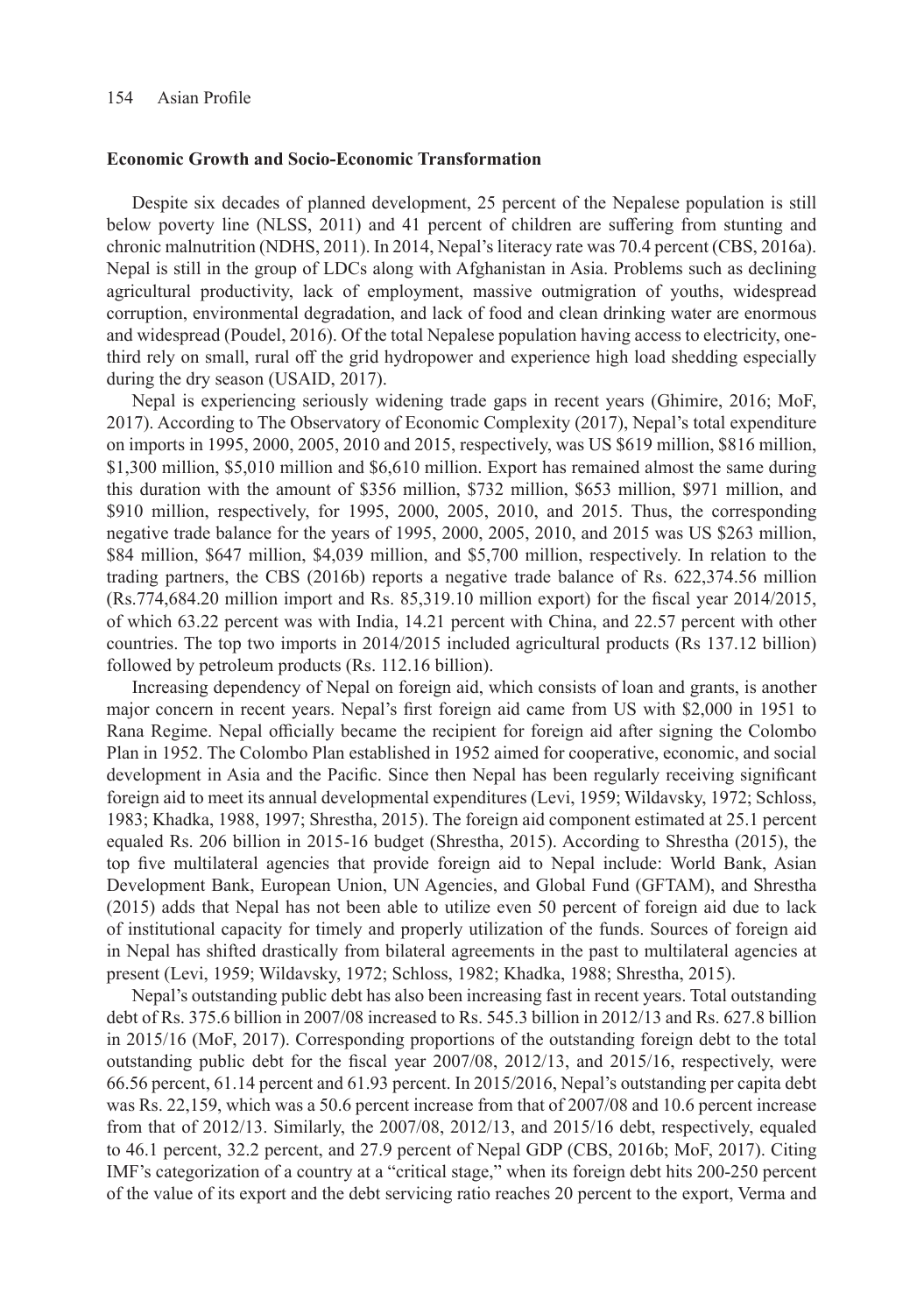**Economic Growth and Socio-Economic Transformation**

Despite six decades of planned development, 25 percent of the Nepalese population is still below poverty line (NLSS, 2011) and 41 percent of children are suffering from stunting and chronic malnutrition (NDHS, 2011). In 2014, Nepal's literacy rate was 70.4 percent (CBS, 2016a). Nepal is still in the group of LDCs along with Afghanistan in Asia. Problems such as declining agricultural productivity, lack of employment, massive outmigration of youths, widespread corruption, environmental degradation, and lack of food and clean drinking water are enormous and widespread (Poudel, 2016). Of the total Nepalese population having access to electricity, one-third rely on small, rural off the grid hydropower and experience high load shedding especially during the dry season (USAID, 2017).

Nepal is experiencing seriously widening trade gaps in recent years (Ghimire, 2016; MoF, 2017). According to The Observatory of Economic Complexity (2017), Nepal's total expenditure on imports in 1995, 2000, 2005, 2010 and 2015, respectively, was US $619 million, $816 million, $1,300 million, $5,010 million and $6,610 million. Export has remained almost the same during this duration with the amount of $356 million, $732 million, $653 million, $971 million, and $910 million, respectively, for 1995, 2000, 2005, 2010, and 2015. Thus, the corresponding negative trade balance for the years of 1995, 2000, 2005, 2010, and 2015 was US $263 million, $84 million, $647 million, $4,039 million, and $5,700 million, respectively. In relation to the trading partners, the CBS (2016b) reports a negative trade balance of Rs. 622,374.56 million (Rs.774,684.20 million import and Rs. 85,319.10 million export) for the fiscal year 2014/2015, of which 63.22 percent was with India, 14.21 percent with China, and 22.57 percent with other countries. The top two imports in 2014/2015 included agricultural products (Rs 137.12 billion) followed by petroleum products (Rs. 112.16 billion).

Increasing dependency of Nepal on foreign aid, which consists of loan and grants, is another major concern in recent years. Nepal's first foreign aid came from US with $2,000 in 1951 to Rana Regime. Nepal officially became the recipient for foreign aid after signing the Colombo Plan in 1952. The Colombo Plan established in 1952 aimed for cooperative, economic, and social development in Asia and the Pacific. Since then Nepal has been regularly receiving significant foreign aid to meet its annual developmental expenditures (Levi, 1959; Wildavsky, 1972; Schloss, 1983; Khadka, 1988, 1997; Shrestha, 2015). The foreign aid component estimated at 25.1 percent equaled Rs. 206 billion in 2015-16 budget (Shrestha, 2015). According to Shrestha (2015), the top five multilateral agencies that provide foreign aid to Nepal include: World Bank, Asian Development Bank, European Union, UN Agencies, and Global Fund (GFTAM), and Shrestha (2015) adds that Nepal has not been able to utilize even 50 percent of foreign aid due to lack of institutional capacity for timely and properly utilization of the funds. Sources of foreign aid in Nepal has shifted drastically from bilateral agreements in the past to multilateral agencies at present (Levi, 1959; Wildavsky, 1972; Schloss, 1982; Khadka, 1988; Shrestha, 2015).

Nepal's outstanding public debt has also been increasing fast in recent years. Total outstanding debt of Rs. 375.6 billion in 2007/08 increased to Rs. 545.3 billion in 2012/13 and Rs. 627.8 billion in 2015/16 (MoF, 2017). Corresponding proportions of the outstanding foreign debt to the total outstanding public debt for the fiscal year 2007/08, 2012/13, and 2015/16, respectively, were 66.56 percent, 61.14 percent and 61.93 percent. In 2015/2016, Nepal's outstanding per capita debt was Rs. 22,159, which was a 50.6 percent increase from that of 2007/08 and 10.6 percent increase from that of 2012/13. Similarly, the 2007/08, 2012/13, and 2015/16 debt, respectively, equaled to 46.1 percent, 32.2 percent, and 27.9 percent of Nepal GDP (CBS, 2016b; MoF, 2017). Citing IMF's categorization of a country at a "critical stage," when its foreign debt hits 200-250 percent of the value of its export and the debt servicing ratio reaches 20 percent to the export, Verma and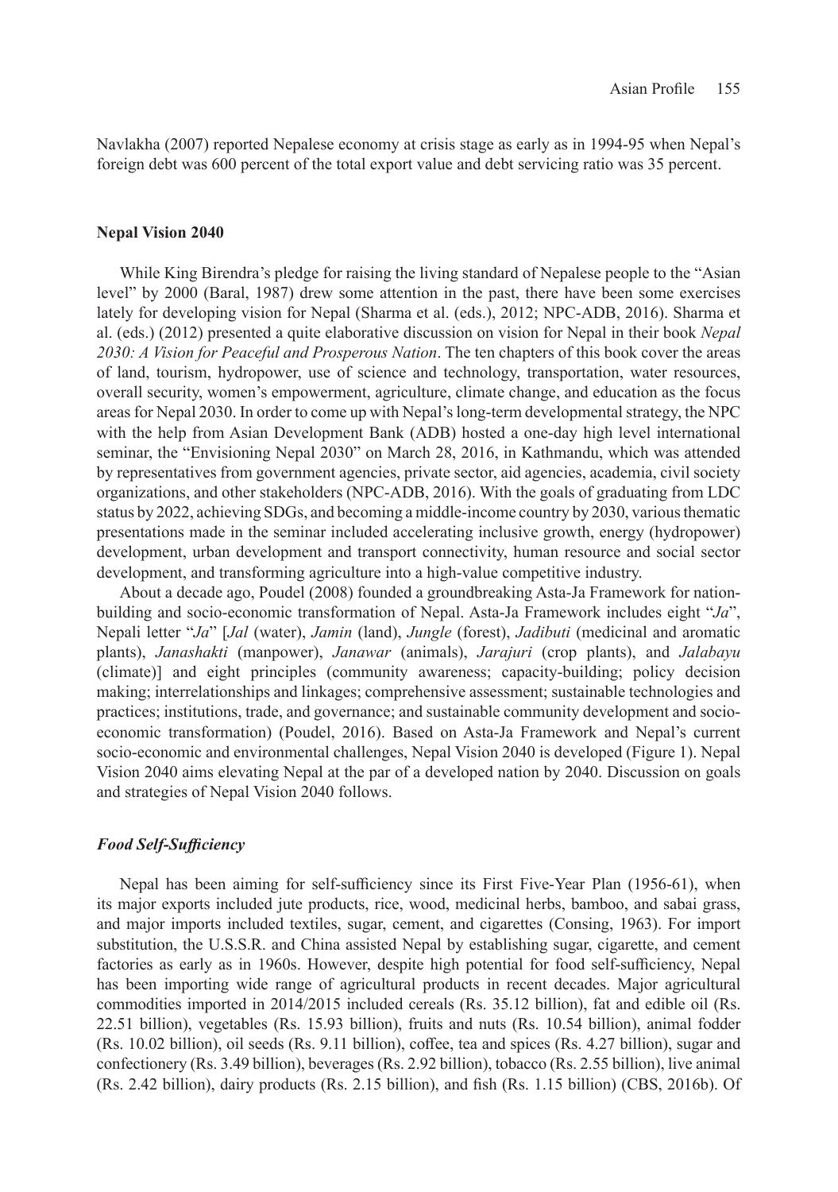Navlakha (2007) reported Nepalese economy at crisis stage as early as in 1994-95 when Nepal's foreign debt was 600 percent of the total export value and debt servicing ratio was 35 percent.

## Nepal Vision 2040

While King Birendra's pledge for raising the living standard of Nepalese people to the "Asian level" by 2000 (Baral, 1987) drew some attention in the past, there have been some exercises lately for developing vision for Nepal (Sharma et al. (eds.), 2012; NPC-ADB, 2016). Sharma et al. (eds.) (2012) presented a quite elaborative discussion on vision for Nepal in their book *Nepal 2030: A Vision for Peaceful and Prosperous Nation*. The ten chapters of this book cover the areas of land, tourism, hydropower, use of science and technology, transportation, water resources, overall security, women's empowerment, agriculture, climate change, and education as the focus areas for Nepal 2030. In order to come up with Nepal's long-term developmental strategy, the NPC with the help from Asian Development Bank (ADB) hosted a one-day high level international seminar, the "Envisioning Nepal 2030" on March 28, 2016, in Kathmandu, which was attended by representatives from government agencies, private sector, aid agencies, academia, civil society organizations, and other stakeholders (NPC-ADB, 2016). With the goals of graduating from LDC status by 2022, achieving SDGs, and becoming a middle-income country by 2030, various thematic presentations made in the seminar included accelerating inclusive growth, energy (hydropower) development, urban development and transport connectivity, human resource and social sector development, and transforming agriculture into a high-value competitive industry.

About a decade ago, Poudel (2008) founded a groundbreaking Asta-Ja Framework for nation-building and socio-economic transformation of Nepal. Asta-Ja Framework includes eight "*Ja*", Nepali letter "*Ja*" [*Jal* (water), *Jamin* (land), *Jungle* (forest), *Jadibuti* (medicinal and aromatic plants), *Janashakti* (manpower), *Janawar* (animals), *Jarajuri* (crop plants), and *Jalabayu* (climate)] and eight principles (community awareness; capacity-building; policy decision making; interrelationships and linkages; comprehensive assessment; sustainable technologies and practices; institutions, trade, and governance; and sustainable community development and socio-economic transformation) (Poudel, 2016). Based on Asta-Ja Framework and Nepal's current socio-economic and environmental challenges, Nepal Vision 2040 is developed (Figure 1). Nepal Vision 2040 aims elevating Nepal at the par of a developed nation by 2040. Discussion on goals and strategies of Nepal Vision 2040 follows.

### *Food Self-Sufficiency*

Nepal has been aiming for self-sufficiency since its First Five-Year Plan (1956-61), when its major exports included jute products, rice, wood, medicinal herbs, bamboo, and sabai grass, and major imports included textiles, sugar, cement, and cigarettes (Consing, 1963). For import substitution, the U.S.S.R. and China assisted Nepal by establishing sugar, cigarette, and cement factories as early as in 1960s. However, despite high potential for food self-sufficiency, Nepal has been importing wide range of agricultural products in recent decades. Major agricultural commodities imported in 2014/2015 included cereals (Rs. 35.12 billion), fat and edible oil (Rs. 22.51 billion), vegetables (Rs. 15.93 billion), fruits and nuts (Rs. 10.54 billion), animal fodder (Rs. 10.02 billion), oil seeds (Rs. 9.11 billion), coffee, tea and spices (Rs. 4.27 billion), sugar and confectionery (Rs. 3.49 billion), beverages (Rs. 2.92 billion), tobacco (Rs. 2.55 billion), live animal (Rs. 2.42 billion), dairy products (Rs. 2.15 billion), and fish (Rs. 1.15 billion) (CBS, 2016b). Of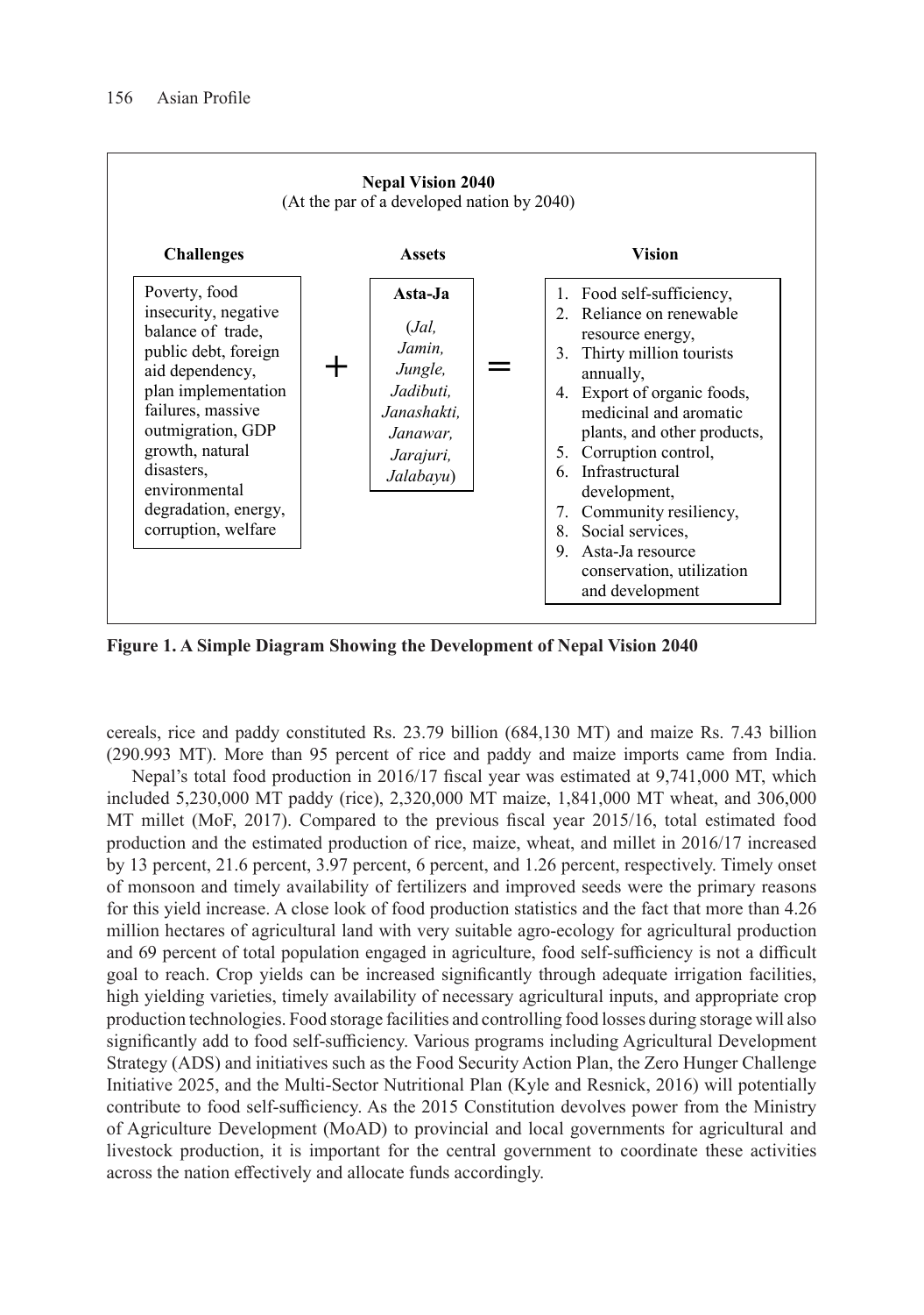**Nepal Vision 2040**
(At the par of a developed nation by 2040)

| Challenges | | Assets | | Vision |
|---|---|---|---|---|
| Poverty, food insecurity, negative balance of trade, public debt, foreign aid dependency, plan implementation failures, massive outmigration, GDP growth, natural disasters, environmental degradation, energy, corruption, welfare | + | **Asta-Ja** (*Jal, Jamin, Jungle, Jadibuti, Janashakti, Janawar, Jarajuri, Jalabayu*) | = | 1. Food self-sufficiency, 2. Reliance on renewable resource energy, 3. Thirty million tourists annually, 4. Export of organic foods, medicinal and aromatic plants, and other products, 5. Corruption control, 6. Infrastructural development, 7. Community resiliency, 8. Social services, 9. Asta-Ja resource conservation, utilization and development |

**Figure 1. A Simple Diagram Showing the Development of Nepal Vision 2040**

cereals, rice and paddy constituted Rs. 23.79 billion (684,130 MT) and maize Rs. 7.43 billion (290.993 MT). More than 95 percent of rice and paddy and maize imports came from India.

Nepal's total food production in 2016/17 fiscal year was estimated at 9,741,000 MT, which included 5,230,000 MT paddy (rice), 2,320,000 MT maize, 1,841,000 MT wheat, and 306,000 MT millet (MoF, 2017). Compared to the previous fiscal year 2015/16, total estimated food production and the estimated production of rice, maize, wheat, and millet in 2016/17 increased by 13 percent, 21.6 percent, 3.97 percent, 6 percent, and 1.26 percent, respectively. Timely onset of monsoon and timely availability of fertilizers and improved seeds were the primary reasons for this yield increase. A close look of food production statistics and the fact that more than 4.26 million hectares of agricultural land with very suitable agro-ecology for agricultural production and 69 percent of total population engaged in agriculture, food self-sufficiency is not a difficult goal to reach. Crop yields can be increased significantly through adequate irrigation facilities, high yielding varieties, timely availability of necessary agricultural inputs, and appropriate crop production technologies. Food storage facilities and controlling food losses during storage will also significantly add to food self-sufficiency. Various programs including Agricultural Development Strategy (ADS) and initiatives such as the Food Security Action Plan, the Zero Hunger Challenge Initiative 2025, and the Multi-Sector Nutritional Plan (Kyle and Resnick, 2016) will potentially contribute to food self-sufficiency. As the 2015 Constitution devolves power from the Ministry of Agriculture Development (MoAD) to provincial and local governments for agricultural and livestock production, it is important for the central government to coordinate these activities across the nation effectively and allocate funds accordingly.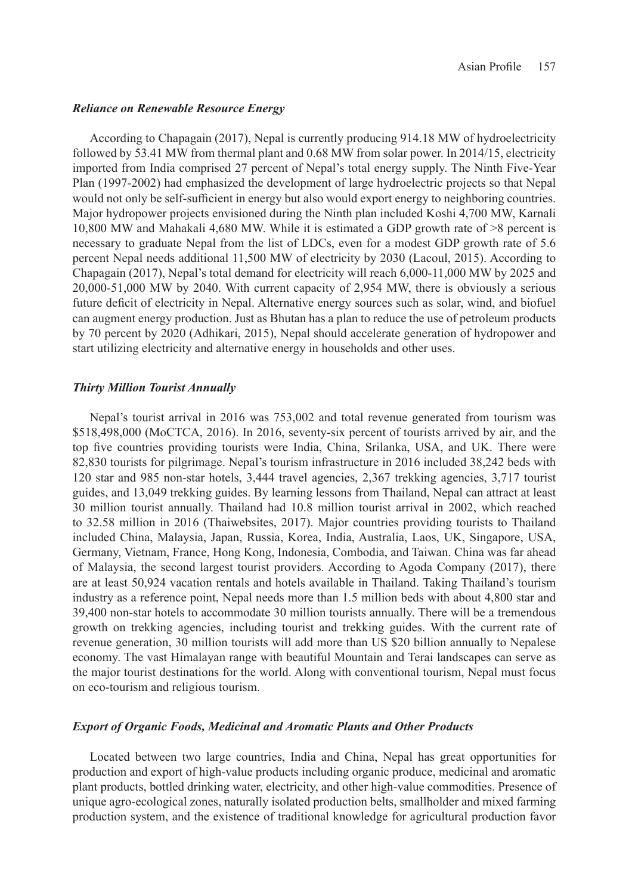### *Reliance on Renewable Resource Energy*

According to Chapagain (2017), Nepal is currently producing 914.18 MW of hydroelectricity followed by 53.41 MW from thermal plant and 0.68 MW from solar power. In 2014/15, electricity imported from India comprised 27 percent of Nepal's total energy supply. The Ninth Five-Year Plan (1997-2002) had emphasized the development of large hydroelectric projects so that Nepal would not only be self-sufficient in energy but also would export energy to neighboring countries. Major hydropower projects envisioned during the Ninth plan included Koshi 4,700 MW, Karnali 10,800 MW and Mahakali 4,680 MW. While it is estimated a GDP growth rate of >8 percent is necessary to graduate Nepal from the list of LDCs, even for a modest GDP growth rate of 5.6 percent Nepal needs additional 11,500 MW of electricity by 2030 (Lacoul, 2015). According to Chapagain (2017), Nepal's total demand for electricity will reach 6,000-11,000 MW by 2025 and 20,000-51,000 MW by 2040. With current capacity of 2,954 MW, there is obviously a serious future deficit of electricity in Nepal. Alternative energy sources such as solar, wind, and biofuel can augment energy production. Just as Bhutan has a plan to reduce the use of petroleum products by 70 percent by 2020 (Adhikari, 2015), Nepal should accelerate generation of hydropower and start utilizing electricity and alternative energy in households and other uses.

### *Thirty Million Tourist Annually*

Nepal's tourist arrival in 2016 was 753,002 and total revenue generated from tourism was \$518,498,000 (MoCTCA, 2016). In 2016, seventy-six percent of tourists arrived by air, and the top five countries providing tourists were India, China, Srilanka, USA, and UK. There were 82,830 tourists for pilgrimage. Nepal's tourism infrastructure in 2016 included 38,242 beds with 120 star and 985 non-star hotels, 3,444 travel agencies, 2,367 trekking agencies, 3,717 tourist guides, and 13,049 trekking guides. By learning lessons from Thailand, Nepal can attract at least 30 million tourist annually. Thailand had 10.8 million tourist arrival in 2002, which reached to 32.58 million in 2016 (Thaiwebsites, 2017). Major countries providing tourists to Thailand included China, Malaysia, Japan, Russia, Korea, India, Australia, Laos, UK, Singapore, USA, Germany, Vietnam, France, Hong Kong, Indonesia, Combodia, and Taiwan. China was far ahead of Malaysia, the second largest tourist providers. According to Agoda Company (2017), there are at least 50,924 vacation rentals and hotels available in Thailand. Taking Thailand's tourism industry as a reference point, Nepal needs more than 1.5 million beds with about 4,800 star and 39,400 non-star hotels to accommodate 30 million tourists annually. There will be a tremendous growth on trekking agencies, including tourist and trekking guides. With the current rate of revenue generation, 30 million tourists will add more than US \$20 billion annually to Nepalese economy. The vast Himalayan range with beautiful Mountain and Terai landscapes can serve as the major tourist destinations for the world. Along with conventional tourism, Nepal must focus on eco-tourism and religious tourism.

### *Export of Organic Foods, Medicinal and Aromatic Plants and Other Products*

Located between two large countries, India and China, Nepal has great opportunities for production and export of high-value products including organic produce, medicinal and aromatic plant products, bottled drinking water, electricity, and other high-value commodities. Presence of unique agro-ecological zones, naturally isolated production belts, smallholder and mixed farming production system, and the existence of traditional knowledge for agricultural production favor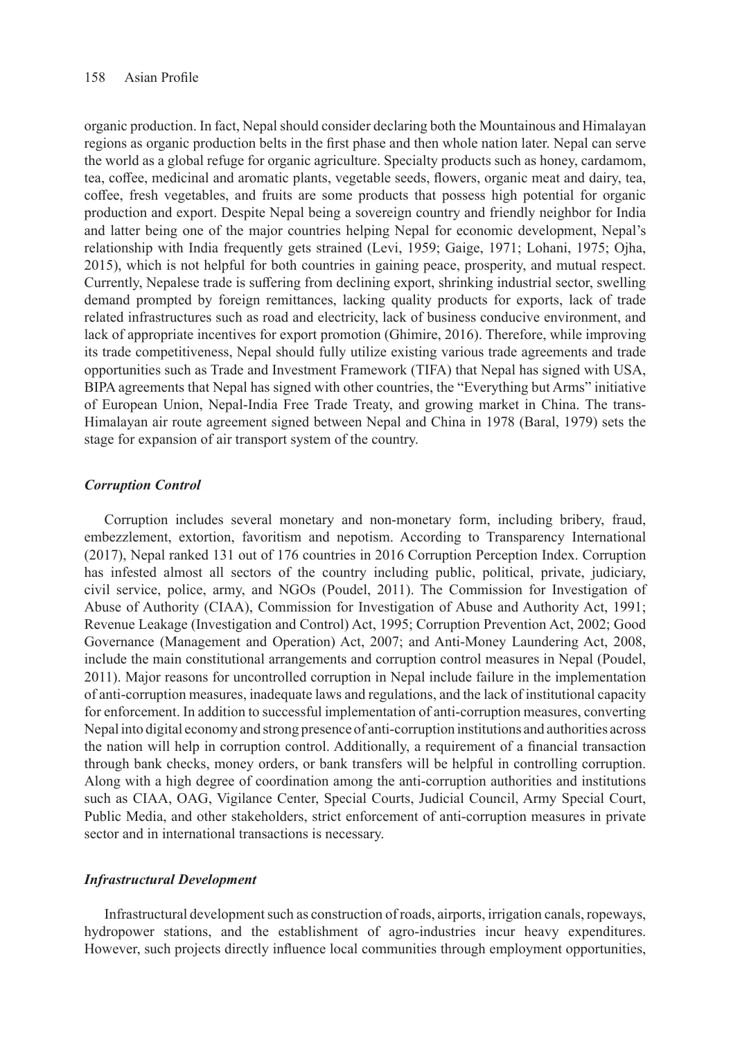organic production. In fact, Nepal should consider declaring both the Mountainous and Himalayan regions as organic production belts in the first phase and then whole nation later. Nepal can serve the world as a global refuge for organic agriculture. Specialty products such as honey, cardamom, tea, coffee, medicinal and aromatic plants, vegetable seeds, flowers, organic meat and dairy, tea, coffee, fresh vegetables, and fruits are some products that possess high potential for organic production and export. Despite Nepal being a sovereign country and friendly neighbor for India and latter being one of the major countries helping Nepal for economic development, Nepal's relationship with India frequently gets strained (Levi, 1959; Gaige, 1971; Lohani, 1975; Ojha, 2015), which is not helpful for both countries in gaining peace, prosperity, and mutual respect. Currently, Nepalese trade is suffering from declining export, shrinking industrial sector, swelling demand prompted by foreign remittances, lacking quality products for exports, lack of trade related infrastructures such as road and electricity, lack of business conducive environment, and lack of appropriate incentives for export promotion (Ghimire, 2016). Therefore, while improving its trade competitiveness, Nepal should fully utilize existing various trade agreements and trade opportunities such as Trade and Investment Framework (TIFA) that Nepal has signed with USA, BIPA agreements that Nepal has signed with other countries, the "Everything but Arms" initiative of European Union, Nepal-India Free Trade Treaty, and growing market in China. The trans-Himalayan air route agreement signed between Nepal and China in 1978 (Baral, 1979) sets the stage for expansion of air transport system of the country.

### *Corruption Control*

Corruption includes several monetary and non-monetary form, including bribery, fraud, embezzlement, extortion, favoritism and nepotism. According to Transparency International (2017), Nepal ranked 131 out of 176 countries in 2016 Corruption Perception Index. Corruption has infested almost all sectors of the country including public, political, private, judiciary, civil service, police, army, and NGOs (Poudel, 2011). The Commission for Investigation of Abuse of Authority (CIAA), Commission for Investigation of Abuse and Authority Act, 1991; Revenue Leakage (Investigation and Control) Act, 1995; Corruption Prevention Act, 2002; Good Governance (Management and Operation) Act, 2007; and Anti-Money Laundering Act, 2008, include the main constitutional arrangements and corruption control measures in Nepal (Poudel, 2011). Major reasons for uncontrolled corruption in Nepal include failure in the implementation of anti-corruption measures, inadequate laws and regulations, and the lack of institutional capacity for enforcement. In addition to successful implementation of anti-corruption measures, converting Nepal into digital economy and strong presence of anti-corruption institutions and authorities across the nation will help in corruption control. Additionally, a requirement of a financial transaction through bank checks, money orders, or bank transfers will be helpful in controlling corruption. Along with a high degree of coordination among the anti-corruption authorities and institutions such as CIAA, OAG, Vigilance Center, Special Courts, Judicial Council, Army Special Court, Public Media, and other stakeholders, strict enforcement of anti-corruption measures in private sector and in international transactions is necessary.

### *Infrastructural Development*

Infrastructural development such as construction of roads, airports, irrigation canals, ropeways, hydropower stations, and the establishment of agro-industries incur heavy expenditures. However, such projects directly influence local communities through employment opportunities,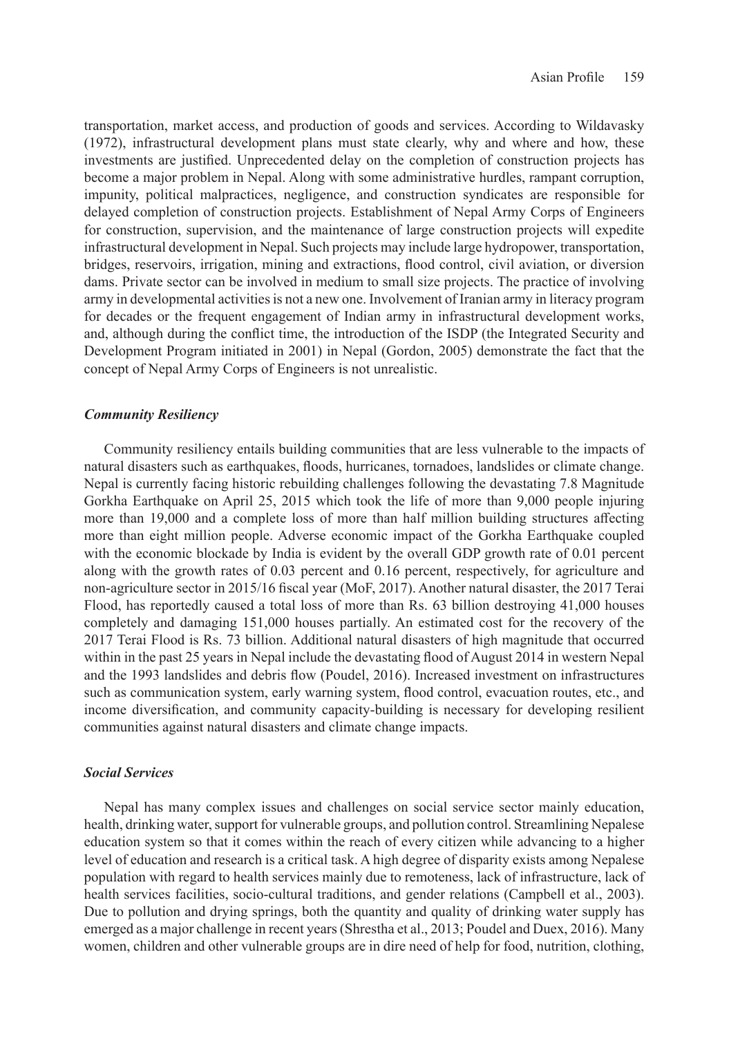transportation, market access, and production of goods and services. According to Wildavasky (1972), infrastructural development plans must state clearly, why and where and how, these investments are justified. Unprecedented delay on the completion of construction projects has become a major problem in Nepal. Along with some administrative hurdles, rampant corruption, impunity, political malpractices, negligence, and construction syndicates are responsible for delayed completion of construction projects. Establishment of Nepal Army Corps of Engineers for construction, supervision, and the maintenance of large construction projects will expedite infrastructural development in Nepal. Such projects may include large hydropower, transportation, bridges, reservoirs, irrigation, mining and extractions, flood control, civil aviation, or diversion dams. Private sector can be involved in medium to small size projects. The practice of involving army in developmental activities is not a new one. Involvement of Iranian army in literacy program for decades or the frequent engagement of Indian army in infrastructural development works, and, although during the conflict time, the introduction of the ISDP (the Integrated Security and Development Program initiated in 2001) in Nepal (Gordon, 2005) demonstrate the fact that the concept of Nepal Army Corps of Engineers is not unrealistic.

### *Community Resiliency*

Community resiliency entails building communities that are less vulnerable to the impacts of natural disasters such as earthquakes, floods, hurricanes, tornadoes, landslides or climate change. Nepal is currently facing historic rebuilding challenges following the devastating 7.8 Magnitude Gorkha Earthquake on April 25, 2015 which took the life of more than 9,000 people injuring more than 19,000 and a complete loss of more than half million building structures affecting more than eight million people. Adverse economic impact of the Gorkha Earthquake coupled with the economic blockade by India is evident by the overall GDP growth rate of 0.01 percent along with the growth rates of 0.03 percent and 0.16 percent, respectively, for agriculture and non-agriculture sector in 2015/16 fiscal year (MoF, 2017). Another natural disaster, the 2017 Terai Flood, has reportedly caused a total loss of more than Rs. 63 billion destroying 41,000 houses completely and damaging 151,000 houses partially. An estimated cost for the recovery of the 2017 Terai Flood is Rs. 73 billion. Additional natural disasters of high magnitude that occurred within in the past 25 years in Nepal include the devastating flood of August 2014 in western Nepal and the 1993 landslides and debris flow (Poudel, 2016). Increased investment on infrastructures such as communication system, early warning system, flood control, evacuation routes, etc., and income diversification, and community capacity-building is necessary for developing resilient communities against natural disasters and climate change impacts.

### *Social Services*

Nepal has many complex issues and challenges on social service sector mainly education, health, drinking water, support for vulnerable groups, and pollution control. Streamlining Nepalese education system so that it comes within the reach of every citizen while advancing to a higher level of education and research is a critical task. A high degree of disparity exists among Nepalese population with regard to health services mainly due to remoteness, lack of infrastructure, lack of health services facilities, socio-cultural traditions, and gender relations (Campbell et al., 2003). Due to pollution and drying springs, both the quantity and quality of drinking water supply has emerged as a major challenge in recent years (Shrestha et al., 2013; Poudel and Duex, 2016). Many women, children and other vulnerable groups are in dire need of help for food, nutrition, clothing,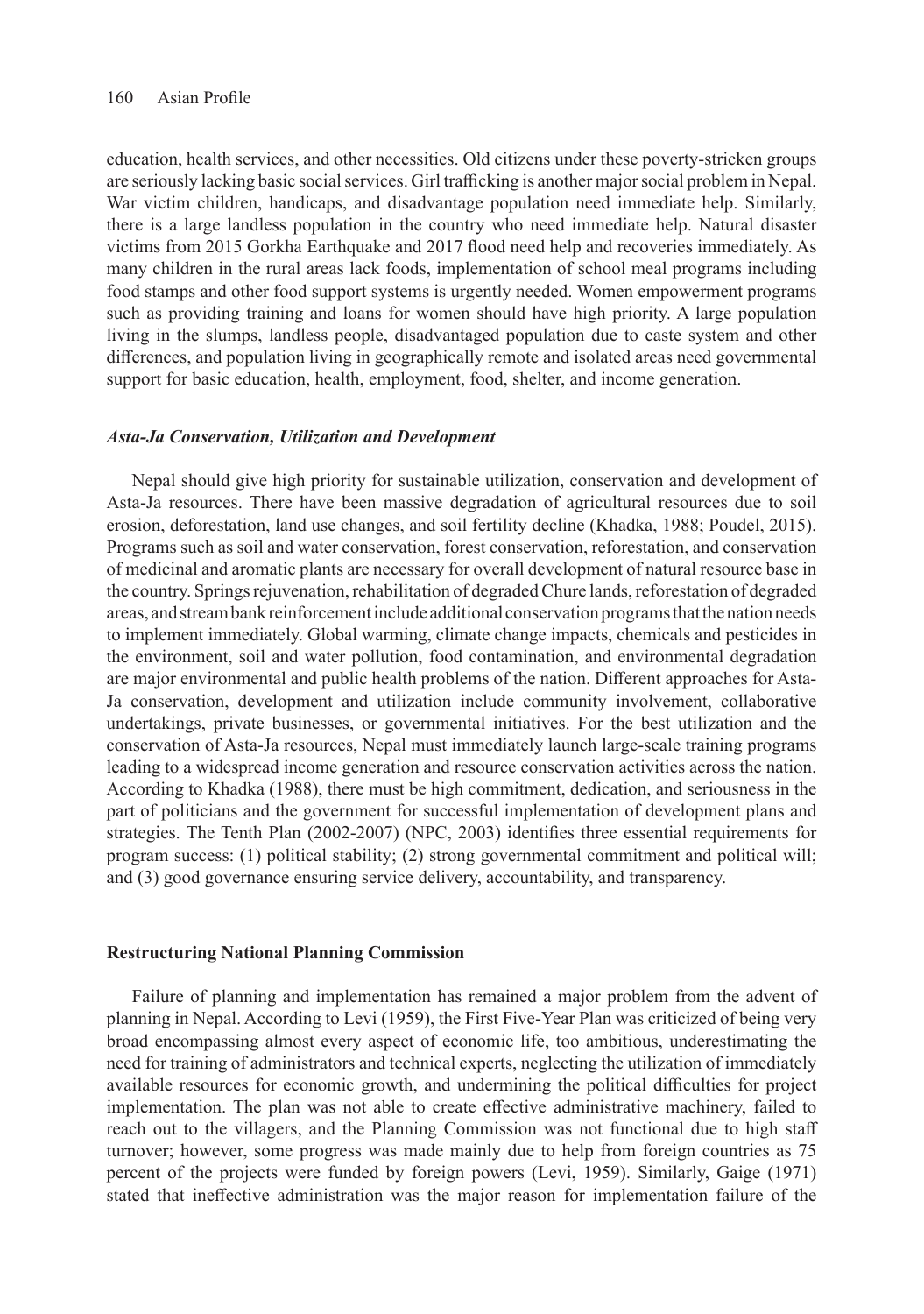education, health services, and other necessities. Old citizens under these poverty-stricken groups are seriously lacking basic social services. Girl trafficking is another major social problem in Nepal. War victim children, handicaps, and disadvantage population need immediate help. Similarly, there is a large landless population in the country who need immediate help. Natural disaster victims from 2015 Gorkha Earthquake and 2017 flood need help and recoveries immediately. As many children in the rural areas lack foods, implementation of school meal programs including food stamps and other food support systems is urgently needed. Women empowerment programs such as providing training and loans for women should have high priority. A large population living in the slumps, landless people, disadvantaged population due to caste system and other differences, and population living in geographically remote and isolated areas need governmental support for basic education, health, employment, food, shelter, and income generation.

### *Asta-Ja Conservation, Utilization and Development*

Nepal should give high priority for sustainable utilization, conservation and development of Asta-Ja resources. There have been massive degradation of agricultural resources due to soil erosion, deforestation, land use changes, and soil fertility decline (Khadka, 1988; Poudel, 2015). Programs such as soil and water conservation, forest conservation, reforestation, and conservation of medicinal and aromatic plants are necessary for overall development of natural resource base in the country. Springs rejuvenation, rehabilitation of degraded Chure lands, reforestation of degraded areas, and stream bank reinforcement include additional conservation programs that the nation needs to implement immediately. Global warming, climate change impacts, chemicals and pesticides in the environment, soil and water pollution, food contamination, and environmental degradation are major environmental and public health problems of the nation. Different approaches for Asta-Ja conservation, development and utilization include community involvement, collaborative undertakings, private businesses, or governmental initiatives. For the best utilization and the conservation of Asta-Ja resources, Nepal must immediately launch large-scale training programs leading to a widespread income generation and resource conservation activities across the nation. According to Khadka (1988), there must be high commitment, dedication, and seriousness in the part of politicians and the government for successful implementation of development plans and strategies. The Tenth Plan (2002-2007) (NPC, 2003) identifies three essential requirements for program success: (1) political stability; (2) strong governmental commitment and political will; and (3) good governance ensuring service delivery, accountability, and transparency.

## **Restructuring National Planning Commission**

Failure of planning and implementation has remained a major problem from the advent of planning in Nepal. According to Levi (1959), the First Five-Year Plan was criticized of being very broad encompassing almost every aspect of economic life, too ambitious, underestimating the need for training of administrators and technical experts, neglecting the utilization of immediately available resources for economic growth, and undermining the political difficulties for project implementation. The plan was not able to create effective administrative machinery, failed to reach out to the villagers, and the Planning Commission was not functional due to high staff turnover; however, some progress was made mainly due to help from foreign countries as 75 percent of the projects were funded by foreign powers (Levi, 1959). Similarly, Gaige (1971) stated that ineffective administration was the major reason for implementation failure of the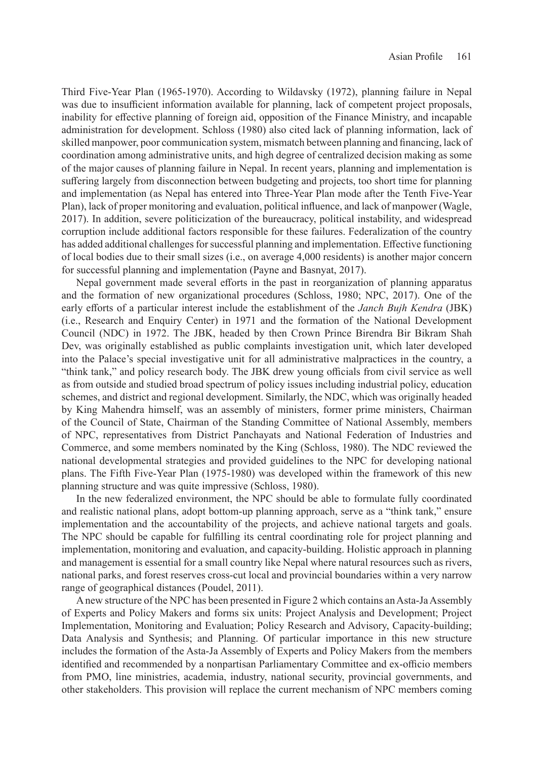Third Five-Year Plan (1965-1970). According to Wildavsky (1972), planning failure in Nepal was due to insufficient information available for planning, lack of competent project proposals, inability for effective planning of foreign aid, opposition of the Finance Ministry, and incapable administration for development. Schloss (1980) also cited lack of planning information, lack of skilled manpower, poor communication system, mismatch between planning and financing, lack of coordination among administrative units, and high degree of centralized decision making as some of the major causes of planning failure in Nepal. In recent years, planning and implementation is suffering largely from disconnection between budgeting and projects, too short time for planning and implementation (as Nepal has entered into Three-Year Plan mode after the Tenth Five-Year Plan), lack of proper monitoring and evaluation, political influence, and lack of manpower (Wagle, 2017). In addition, severe politicization of the bureaucracy, political instability, and widespread corruption include additional factors responsible for these failures. Federalization of the country has added additional challenges for successful planning and implementation. Effective functioning of local bodies due to their small sizes (i.e., on average 4,000 residents) is another major concern for successful planning and implementation (Payne and Basnyat, 2017).

Nepal government made several efforts in the past in reorganization of planning apparatus and the formation of new organizational procedures (Schloss, 1980; NPC, 2017). One of the early efforts of a particular interest include the establishment of the *Janch Bujh Kendra* (JBK) (i.e., Research and Enquiry Center) in 1971 and the formation of the National Development Council (NDC) in 1972. The JBK, headed by then Crown Prince Birendra Bir Bikram Shah Dev, was originally established as public complaints investigation unit, which later developed into the Palace's special investigative unit for all administrative malpractices in the country, a "think tank," and policy research body. The JBK drew young officials from civil service as well as from outside and studied broad spectrum of policy issues including industrial policy, education schemes, and district and regional development. Similarly, the NDC, which was originally headed by King Mahendra himself, was an assembly of ministers, former prime ministers, Chairman of the Council of State, Chairman of the Standing Committee of National Assembly, members of NPC, representatives from District Panchayats and National Federation of Industries and Commerce, and some members nominated by the King (Schloss, 1980). The NDC reviewed the national developmental strategies and provided guidelines to the NPC for developing national plans. The Fifth Five-Year Plan (1975-1980) was developed within the framework of this new planning structure and was quite impressive (Schloss, 1980).

In the new federalized environment, the NPC should be able to formulate fully coordinated and realistic national plans, adopt bottom-up planning approach, serve as a "think tank," ensure implementation and the accountability of the projects, and achieve national targets and goals. The NPC should be capable for fulfilling its central coordinating role for project planning and implementation, monitoring and evaluation, and capacity-building. Holistic approach in planning and management is essential for a small country like Nepal where natural resources such as rivers, national parks, and forest reserves cross-cut local and provincial boundaries within a very narrow range of geographical distances (Poudel, 2011).

A new structure of the NPC has been presented in Figure 2 which contains an Asta-Ja Assembly of Experts and Policy Makers and forms six units: Project Analysis and Development; Project Implementation, Monitoring and Evaluation; Policy Research and Advisory, Capacity-building; Data Analysis and Synthesis; and Planning. Of particular importance in this new structure includes the formation of the Asta-Ja Assembly of Experts and Policy Makers from the members identified and recommended by a nonpartisan Parliamentary Committee and ex-officio members from PMO, line ministries, academia, industry, national security, provincial governments, and other stakeholders. This provision will replace the current mechanism of NPC members coming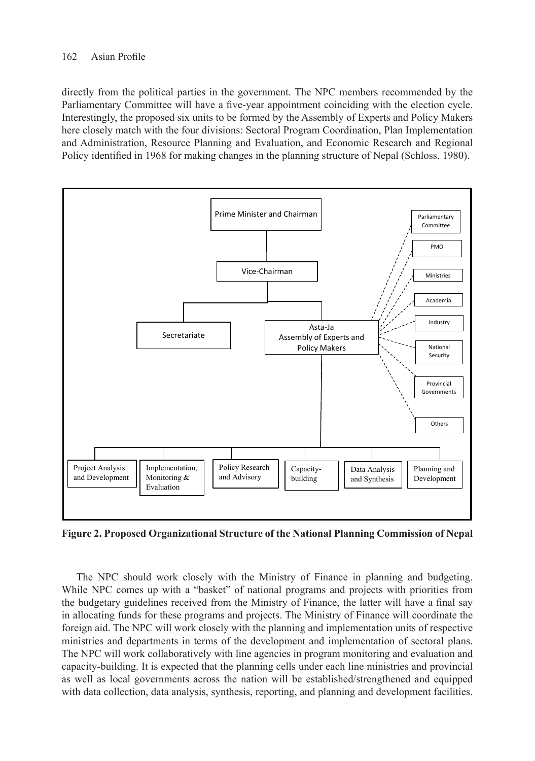directly from the political parties in the government. The NPC members recommended by the Parliamentary Committee will have a five-year appointment coinciding with the election cycle. Interestingly, the proposed six units to be formed by the Assembly of Experts and Policy Makers here closely match with the four divisions: Sectoral Program Coordination, Plan Implementation and Administration, Resource Planning and Evaluation, and Economic Research and Regional Policy identified in 1968 for making changes in the planning structure of Nepal (Schloss, 1980).

Prime Minister and Chairman

Vice-Chairman

Secretariate

Asta-Ja
Assembly of Experts and Policy Makers

Parliamentary Committee

PMO

Ministries

Academia

Industry

National Security

Provincial Governments

Others

Project Analysis and Development

Implementation, Monitoring & Evaluation

Policy Research and Advisory

Capacity-building

Data Analysis and Synthesis

Planning and Development

**Figure 2. Proposed Organizational Structure of the National Planning Commission of Nepal**

The NPC should work closely with the Ministry of Finance in planning and budgeting. While NPC comes up with a "basket" of national programs and projects with priorities from the budgetary guidelines received from the Ministry of Finance, the latter will have a final say in allocating funds for these programs and projects. The Ministry of Finance will coordinate the foreign aid. The NPC will work closely with the planning and implementation units of respective ministries and departments in terms of the development and implementation of sectoral plans. The NPC will work collaboratively with line agencies in program monitoring and evaluation and capacity-building. It is expected that the planning cells under each line ministries and provincial as well as local governments across the nation will be established/strengthened and equipped with data collection, data analysis, synthesis, reporting, and planning and development facilities.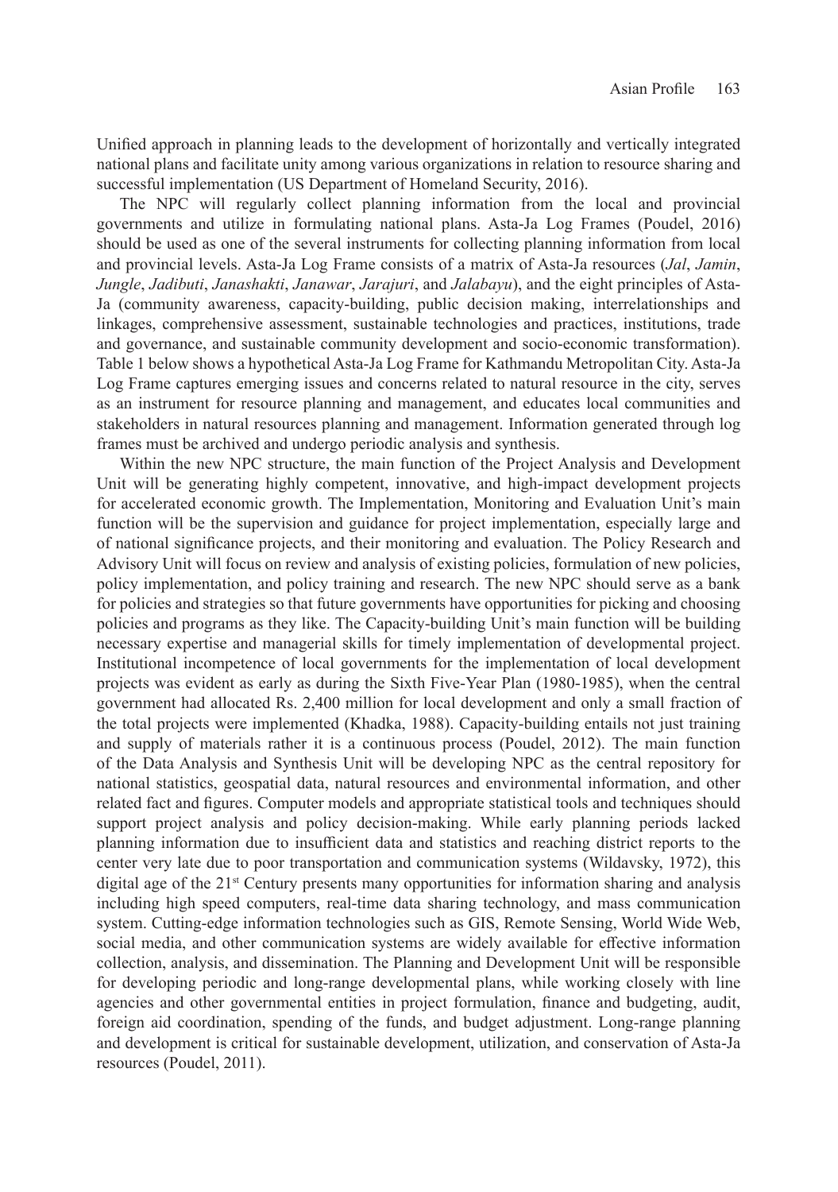Unified approach in planning leads to the development of horizontally and vertically integrated national plans and facilitate unity among various organizations in relation to resource sharing and successful implementation (US Department of Homeland Security, 2016).

The NPC will regularly collect planning information from the local and provincial governments and utilize in formulating national plans. Asta-Ja Log Frames (Poudel, 2016) should be used as one of the several instruments for collecting planning information from local and provincial levels. Asta-Ja Log Frame consists of a matrix of Asta-Ja resources (*Jal*, *Jamin*, *Jungle*, *Jadibuti*, *Janashakti*, *Janawar*, *Jarajuri*, and *Jalabayu*), and the eight principles of Asta-Ja (community awareness, capacity-building, public decision making, interrelationships and linkages, comprehensive assessment, sustainable technologies and practices, institutions, trade and governance, and sustainable community development and socio-economic transformation). Table 1 below shows a hypothetical Asta-Ja Log Frame for Kathmandu Metropolitan City. Asta-Ja Log Frame captures emerging issues and concerns related to natural resource in the city, serves as an instrument for resource planning and management, and educates local communities and stakeholders in natural resources planning and management. Information generated through log frames must be archived and undergo periodic analysis and synthesis.

Within the new NPC structure, the main function of the Project Analysis and Development Unit will be generating highly competent, innovative, and high-impact development projects for accelerated economic growth. The Implementation, Monitoring and Evaluation Unit's main function will be the supervision and guidance for project implementation, especially large and of national significance projects, and their monitoring and evaluation. The Policy Research and Advisory Unit will focus on review and analysis of existing policies, formulation of new policies, policy implementation, and policy training and research. The new NPC should serve as a bank for policies and strategies so that future governments have opportunities for picking and choosing policies and programs as they like. The Capacity-building Unit's main function will be building necessary expertise and managerial skills for timely implementation of developmental project. Institutional incompetence of local governments for the implementation of local development projects was evident as early as during the Sixth Five-Year Plan (1980-1985), when the central government had allocated Rs. 2,400 million for local development and only a small fraction of the total projects were implemented (Khadka, 1988). Capacity-building entails not just training and supply of materials rather it is a continuous process (Poudel, 2012). The main function of the Data Analysis and Synthesis Unit will be developing NPC as the central repository for national statistics, geospatial data, natural resources and environmental information, and other related fact and figures. Computer models and appropriate statistical tools and techniques should support project analysis and policy decision-making. While early planning periods lacked planning information due to insufficient data and statistics and reaching district reports to the center very late due to poor transportation and communication systems (Wildavsky, 1972), this digital age of the 21st Century presents many opportunities for information sharing and analysis including high speed computers, real-time data sharing technology, and mass communication system. Cutting-edge information technologies such as GIS, Remote Sensing, World Wide Web, social media, and other communication systems are widely available for effective information collection, analysis, and dissemination. The Planning and Development Unit will be responsible for developing periodic and long-range developmental plans, while working closely with line agencies and other governmental entities in project formulation, finance and budgeting, audit, foreign aid coordination, spending of the funds, and budget adjustment. Long-range planning and development is critical for sustainable development, utilization, and conservation of Asta-Ja resources (Poudel, 2011).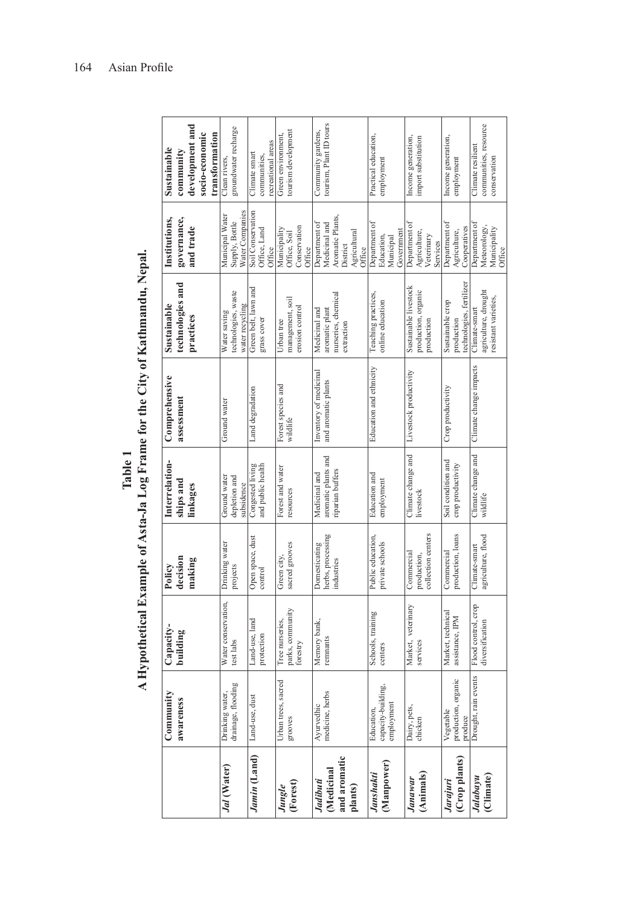**Table 1**

**A Hypothetical Example of Asta-Ja Log Frame for the City of Kathmandu, Nepal.**

| | Community awareness | Capacity-building | Policy decision making | Interrelation-ships and linkages | Comprehensive assessment | Sustainable technologies and practices | Institutions, governance, and trade | Sustainable community development and socio-economic transformation |
|---|---|---|---|---|---|---|---|---|
| ***Jal*** **(Water)** | Drinking water, drainage, flooding | Water conservation, test labs | Drinking water projects | Ground water depletion and subsidence | Ground water | Water saving technologies, waste water recycling | Municipal Water Supply, Bottle Water Companies | Clean rivers, groundwater recharge |
| ***Jamin*** **(Land)** | Land-use, dust | Land-use, land protection | Open space, dust control | Congested living and public health | Land degradation | Green belt, lawn and grass cover | Soil Conservation Office, Land Office | Climate smart communities, recreational areas |
| ***Jungle*** **(Forest)** | Urban trees, sacred grooves | Tree nurseries, parks, community forestry | Green city, sacred grooves | Forest and water resources | Forest species and wildlife | Urban tree management, soil erosion control | Municipality Office, Soil Conservation Office | Green environment, tourism development |
| ***Jadibuti*** **(Medicinal and aromatic plants)** | Ayurvedhic medicine, herbs | Memory bank, remnants | Domesticating herbs, processing industries | Medicinal and aromatic plants and riparian buffers | Inventory of medicinal and aromatic plants | Medicinal and aromatic plant nurseries, chemical extraction | Department of Medicinal and Aromatic Plants, District Agricultural Office | Community gardens, tourism, Plant ID tours |
| ***Janshakti*** **(Manpower)** | Education, capacity-building, employment | Schools, training centers | Public education, private schools | Education and employment | Education and ethnicity | Teaching practices, online education | Department of Education, Municipal Government | Practical education, employment |
| ***Janawar*** **(Animals)** | Dairy, pets, chicken | Market, veterinary services | Commercial production, collection centers | Climate change and livestock | Livestock productivity | Sustainable livestock production, organic production | Department of Agriculture, Veterinary Services | Income generation, import substitution |
| ***Jarajuri*** **(Crop plants)** | Vegetable production, organic produce | Market technical assistance, IPM | Commercial production, loans | Soil condition and crop productivity | Crop productivity | Sustainable crop production technologies, fertilizer | Department of Agriculture, Cooperatives | Income generation, employment |
| ***Jalabayu*** **(Climate)** | Drought, rain events | Flood control, crop diversification | Climate-smart agriculture, flood | Climate change and wildlife | Climate change impacts | Climate-smart agriculture, drought resistant varieties, | Department of Meteorology, Municipality Office | Climate resilient communities, resource conservation |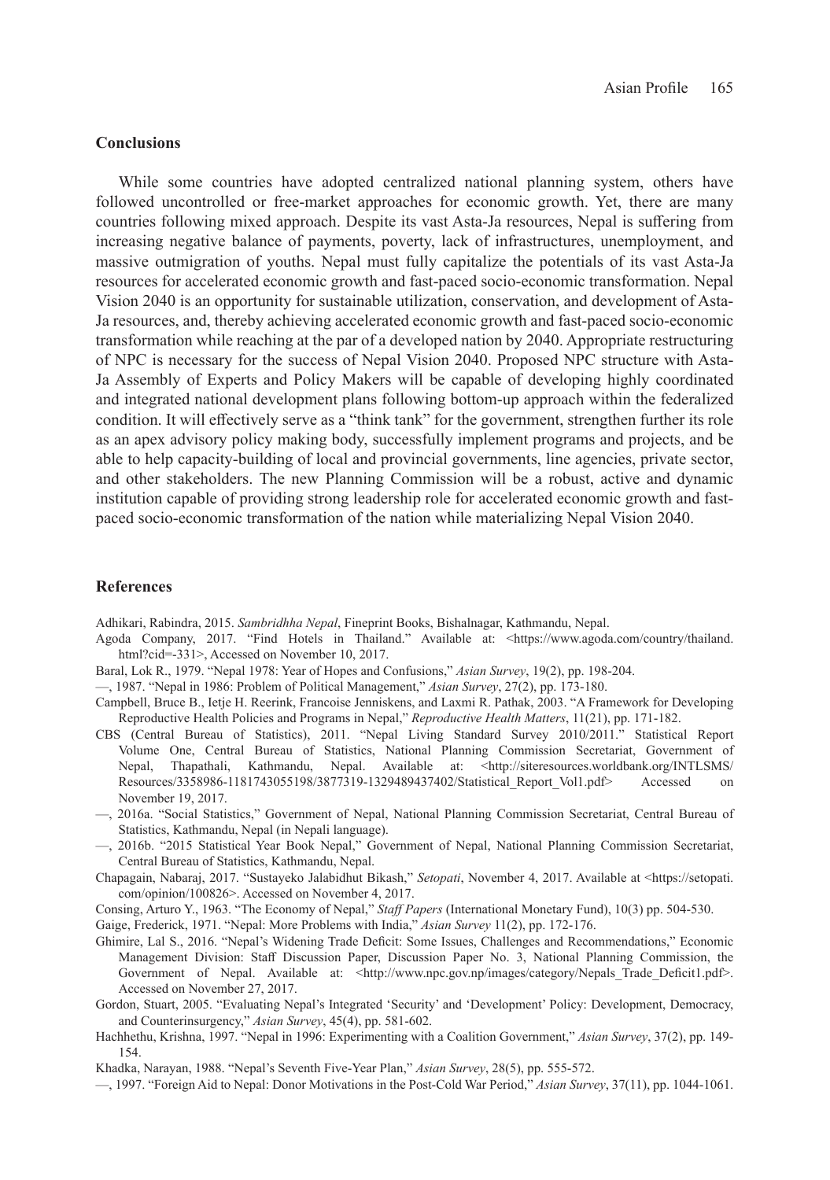## Conclusions

While some countries have adopted centralized national planning system, others have followed uncontrolled or free-market approaches for economic growth. Yet, there are many countries following mixed approach. Despite its vast Asta-Ja resources, Nepal is suffering from increasing negative balance of payments, poverty, lack of infrastructures, unemployment, and massive outmigration of youths. Nepal must fully capitalize the potentials of its vast Asta-Ja resources for accelerated economic growth and fast-paced socio-economic transformation. Nepal Vision 2040 is an opportunity for sustainable utilization, conservation, and development of Asta-Ja resources, and, thereby achieving accelerated economic growth and fast-paced socio-economic transformation while reaching at the par of a developed nation by 2040. Appropriate restructuring of NPC is necessary for the success of Nepal Vision 2040. Proposed NPC structure with Asta-Ja Assembly of Experts and Policy Makers will be capable of developing highly coordinated and integrated national development plans following bottom-up approach within the federalized condition. It will effectively serve as a "think tank" for the government, strengthen further its role as an apex advisory policy making body, successfully implement programs and projects, and be able to help capacity-building of local and provincial governments, line agencies, private sector, and other stakeholders. The new Planning Commission will be a robust, active and dynamic institution capable of providing strong leadership role for accelerated economic growth and fast-paced socio-economic transformation of the nation while materializing Nepal Vision 2040.

## References

Adhikari, Rabindra, 2015. *Sambridhha Nepal*, Fineprint Books, Bishalnagar, Kathmandu, Nepal.

Agoda Company, 2017. "Find Hotels in Thailand." Available at: <https://www.agoda.com/country/thailand.html?cid=-331>, Accessed on November 10, 2017.

Baral, Lok R., 1979. "Nepal 1978: Year of Hopes and Confusions," *Asian Survey*, 19(2), pp. 198-204.

—, 1987. "Nepal in 1986: Problem of Political Management," *Asian Survey*, 27(2), pp. 173-180.

Campbell, Bruce B., Ietje H. Reerink, Francoise Jenniskens, and Laxmi R. Pathak, 2003. "A Framework for Developing Reproductive Health Policies and Programs in Nepal," *Reproductive Health Matters*, 11(21), pp. 171-182.

CBS (Central Bureau of Statistics), 2011. "Nepal Living Standard Survey 2010/2011." Statistical Report Volume One, Central Bureau of Statistics, National Planning Commission Secretariat, Government of Nepal, Thapathali, Kathmandu, Nepal. Available at: <http://siteresources.worldbank.org/INTLSMS/Resources/3358986-1181743055198/3877319-1329489437402/Statistical_Report_Vol1.pdf> Accessed on November 19, 2017.

—, 2016a. "Social Statistics," Government of Nepal, National Planning Commission Secretariat, Central Bureau of Statistics, Kathmandu, Nepal (in Nepali language).

—, 2016b. "2015 Statistical Year Book Nepal," Government of Nepal, National Planning Commission Secretariat, Central Bureau of Statistics, Kathmandu, Nepal.

Chapagain, Nabaraj, 2017. "Sustayeko Jalabidhut Bikash," *Setopati*, November 4, 2017. Available at <https://setopati.com/opinion/100826>. Accessed on November 4, 2017.

Consing, Arturo Y., 1963. "The Economy of Nepal," *Staff Papers* (International Monetary Fund), 10(3) pp. 504-530.

Gaige, Frederick, 1971. "Nepal: More Problems with India," *Asian Survey* 11(2), pp. 172-176.

Ghimire, Lal S., 2016. "Nepal's Widening Trade Deficit: Some Issues, Challenges and Recommendations," Economic Management Division: Staff Discussion Paper, Discussion Paper No. 3, National Planning Commission, the Government of Nepal. Available at: <http://www.npc.gov.np/images/category/Nepals_Trade_Deficit1.pdf>. Accessed on November 27, 2017.

Gordon, Stuart, 2005. "Evaluating Nepal's Integrated 'Security' and 'Development' Policy: Development, Democracy, and Counterinsurgency," *Asian Survey*, 45(4), pp. 581-602.

Hachhethu, Krishna, 1997. "Nepal in 1996: Experimenting with a Coalition Government," *Asian Survey*, 37(2), pp. 149-154.

Khadka, Narayan, 1988. "Nepal's Seventh Five-Year Plan," *Asian Survey*, 28(5), pp. 555-572.

—, 1997. "Foreign Aid to Nepal: Donor Motivations in the Post-Cold War Period," *Asian Survey*, 37(11), pp. 1044-1061.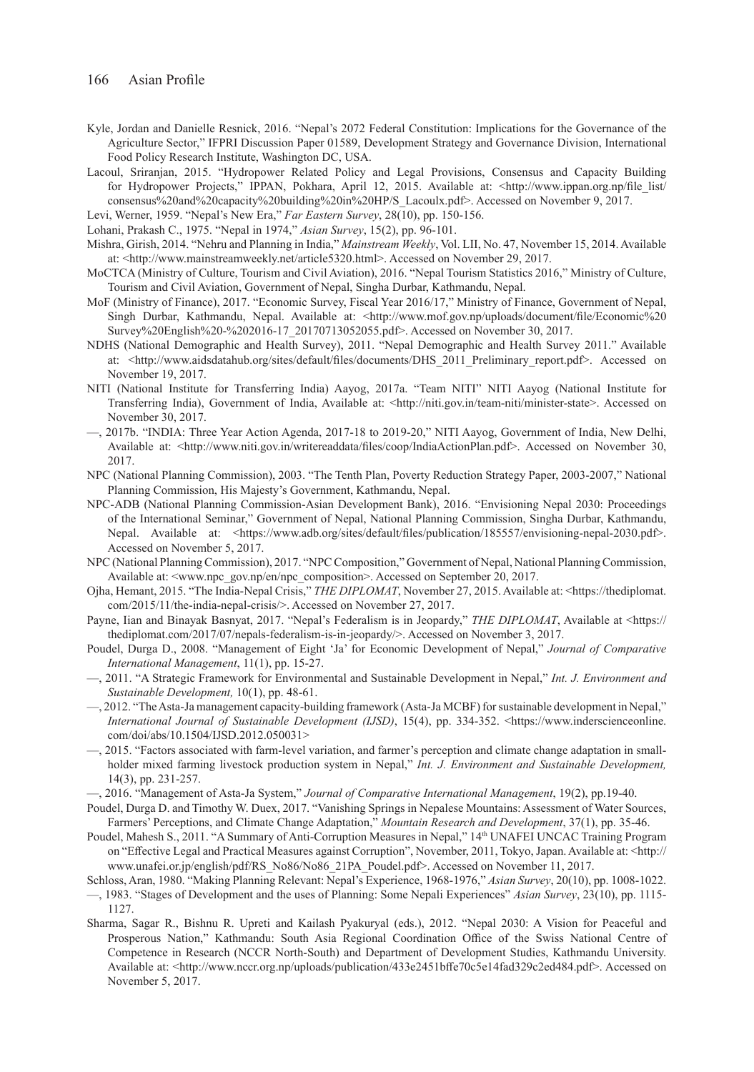Kyle, Jordan and Danielle Resnick, 2016. "Nepal's 2072 Federal Constitution: Implications for the Governance of the Agriculture Sector," IFPRI Discussion Paper 01589, Development Strategy and Governance Division, International Food Policy Research Institute, Washington DC, USA.

Lacoul, Sriranjan, 2015. "Hydropower Related Policy and Legal Provisions, Consensus and Capacity Building for Hydropower Projects," IPPAN, Pokhara, April 12, 2015. Available at: <http://www.ippan.org.np/file_list/consensus%20and%20capacity%20building%20in%20HP/S_Lacoulx.pdf>. Accessed on November 9, 2017.

Levi, Werner, 1959. "Nepal's New Era," *Far Eastern Survey*, 28(10), pp. 150-156.

Lohani, Prakash C., 1975. "Nepal in 1974," *Asian Survey*, 15(2), pp. 96-101.

Mishra, Girish, 2014. "Nehru and Planning in India," *Mainstream Weekly*, Vol. LII, No. 47, November 15, 2014. Available at: <http://www.mainstreamweekly.net/article5320.html>. Accessed on November 29, 2017.

MoCTCA (Ministry of Culture, Tourism and Civil Aviation), 2016. "Nepal Tourism Statistics 2016," Ministry of Culture, Tourism and Civil Aviation, Government of Nepal, Singha Durbar, Kathmandu, Nepal.

MoF (Ministry of Finance), 2017. "Economic Survey, Fiscal Year 2016/17," Ministry of Finance, Government of Nepal, Singh Durbar, Kathmandu, Nepal. Available at: <http://www.mof.gov.np/uploads/document/file/Economic%20Survey%20English%20-%202016-17_20170713052055.pdf>. Accessed on November 30, 2017.

NDHS (National Demographic and Health Survey), 2011. "Nepal Demographic and Health Survey 2011." Available at: <http://www.aidsdatahub.org/sites/default/files/documents/DHS_2011_Preliminary_report.pdf>. Accessed on November 19, 2017.

NITI (National Institute for Transferring India) Aayog, 2017a. "Team NITI" NITI Aayog (National Institute for Transferring India), Government of India, Available at: <http://niti.gov.in/team-niti/minister-state>. Accessed on November 30, 2017.

—, 2017b. "INDIA: Three Year Action Agenda, 2017-18 to 2019-20," NITI Aayog, Government of India, New Delhi, Available at: <http://www.niti.gov.in/writereaddata/files/coop/IndiaActionPlan.pdf>. Accessed on November 30, 2017.

NPC (National Planning Commission), 2003. "The Tenth Plan, Poverty Reduction Strategy Paper, 2003-2007," National Planning Commission, His Majesty's Government, Kathmandu, Nepal.

NPC-ADB (National Planning Commission-Asian Development Bank), 2016. "Envisioning Nepal 2030: Proceedings of the International Seminar," Government of Nepal, National Planning Commission, Singha Durbar, Kathmandu, Nepal. Available at: <https://www.adb.org/sites/default/files/publication/185557/envisioning-nepal-2030.pdf>. Accessed on November 5, 2017.

NPC (National Planning Commission), 2017. "NPC Composition," Government of Nepal, National Planning Commission, Available at: <www.npc_gov.np/en/npc_composition>. Accessed on September 20, 2017.

Ojha, Hemant, 2015. "The India-Nepal Crisis," *THE DIPLOMAT*, November 27, 2015. Available at: <https://thediplomat.com/2015/11/the-india-nepal-crisis/>. Accessed on November 27, 2017.

Payne, Iian and Binayak Basnyat, 2017. "Nepal's Federalism is in Jeopardy," *THE DIPLOMAT*, Available at <https://thediplomat.com/2017/07/nepals-federalism-is-in-jeopardy/>. Accessed on November 3, 2017.

Poudel, Durga D., 2008. "Management of Eight 'Ja' for Economic Development of Nepal," *Journal of Comparative International Management*, 11(1), pp. 15-27.

—, 2011. "A Strategic Framework for Environmental and Sustainable Development in Nepal," *Int. J. Environment and Sustainable Development,* 10(1), pp. 48-61.

—, 2012. "The Asta-Ja management capacity-building framework (Asta-Ja MCBF) for sustainable development in Nepal," *International Journal of Sustainable Development (IJSD)*, 15(4), pp. 334-352. <https://www.inderscienceonline.com/doi/abs/10.1504/IJSD.2012.050031>

—, 2015. "Factors associated with farm-level variation, and farmer's perception and climate change adaptation in small-holder mixed farming livestock production system in Nepal," *Int. J. Environment and Sustainable Development,* 14(3), pp. 231-257.

—, 2016. "Management of Asta-Ja System," *Journal of Comparative International Management*, 19(2), pp.19-40.

Poudel, Durga D. and Timothy W. Duex, 2017. "Vanishing Springs in Nepalese Mountains: Assessment of Water Sources, Farmers' Perceptions, and Climate Change Adaptation," *Mountain Research and Development*, 37(1), pp. 35-46.

Poudel, Mahesh S., 2011. "A Summary of Anti-Corruption Measures in Nepal," 14th UNAFEI UNCAC Training Program on "Effective Legal and Practical Measures against Corruption", November, 2011, Tokyo, Japan. Available at: <http://www.unafei.or.jp/english/pdf/RS_No86/No86_21PA_Poudel.pdf>. Accessed on November 11, 2017.

Schloss, Aran, 1980. "Making Planning Relevant: Nepal's Experience, 1968-1976," *Asian Survey*, 20(10), pp. 1008-1022.

—, 1983. "Stages of Development and the uses of Planning: Some Nepali Experiences" *Asian Survey*, 23(10), pp. 1115-1127.

Sharma, Sagar R., Bishnu R. Upreti and Kailash Pyakuryal (eds.), 2012. "Nepal 2030: A Vision for Peaceful and Prosperous Nation," Kathmandu: South Asia Regional Coordination Office of the Swiss National Centre of Competence in Research (NCCR North-South) and Department of Development Studies, Kathmandu University. Available at: <http://www.nccr.org.np/uploads/publication/433e2451bffe70c5e14fad329c2ed484.pdf>. Accessed on November 5, 2017.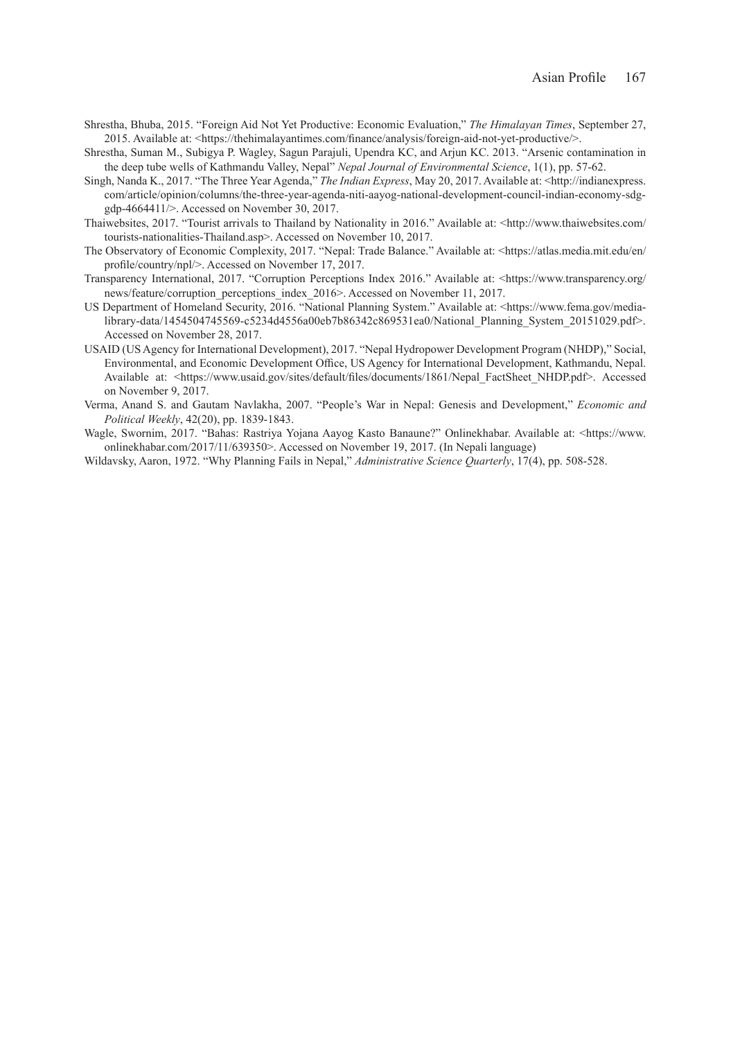Shrestha, Bhuba, 2015. "Foreign Aid Not Yet Productive: Economic Evaluation," *The Himalayan Times*, September 27, 2015. Available at: <https://thehimalayantimes.com/finance/analysis/foreign-aid-not-yet-productive/>.

Shrestha, Suman M., Subigya P. Wagley, Sagun Parajuli, Upendra KC, and Arjun KC. 2013. "Arsenic contamination in the deep tube wells of Kathmandu Valley, Nepal" *Nepal Journal of Environmental Science*, 1(1), pp. 57-62.

Singh, Nanda K., 2017. "The Three Year Agenda," *The Indian Express*, May 20, 2017. Available at: <http://indianexpress.com/article/opinion/columns/the-three-year-agenda-niti-aayog-national-development-council-indian-economy-sdg-gdp-4664411/>. Accessed on November 30, 2017.

Thaiwebsites, 2017. "Tourist arrivals to Thailand by Nationality in 2016." Available at: <http://www.thaiwebsites.com/tourists-nationalities-Thailand.asp>. Accessed on November 10, 2017.

The Observatory of Economic Complexity, 2017. "Nepal: Trade Balance." Available at: <https://atlas.media.mit.edu/en/profile/country/npl/>. Accessed on November 17, 2017.

Transparency International, 2017. "Corruption Perceptions Index 2016." Available at: <https://www.transparency.org/news/feature/corruption_perceptions_index_2016>. Accessed on November 11, 2017.

US Department of Homeland Security, 2016. "National Planning System." Available at: <https://www.fema.gov/media-library-data/1454504745569-c5234d4556a00eb7b86342c869531ea0/National_Planning_System_20151029.pdf>. Accessed on November 28, 2017.

USAID (US Agency for International Development), 2017. "Nepal Hydropower Development Program (NHDP)," Social, Environmental, and Economic Development Office, US Agency for International Development, Kathmandu, Nepal. Available at: <https://www.usaid.gov/sites/default/files/documents/1861/Nepal_FactSheet_NHDP.pdf>. Accessed on November 9, 2017.

Verma, Anand S. and Gautam Navlakha, 2007. "People's War in Nepal: Genesis and Development," *Economic and Political Weekly*, 42(20), pp. 1839-1843.

Wagle, Swornim, 2017. "Bahas: Rastriya Yojana Aayog Kasto Banaune?" Onlinekhabar. Available at: <https://www.onlinekhabar.com/2017/11/639350>. Accessed on November 19, 2017. (In Nepali language)

Wildavsky, Aaron, 1972. "Why Planning Fails in Nepal," *Administrative Science Quarterly*, 17(4), pp. 508-528.